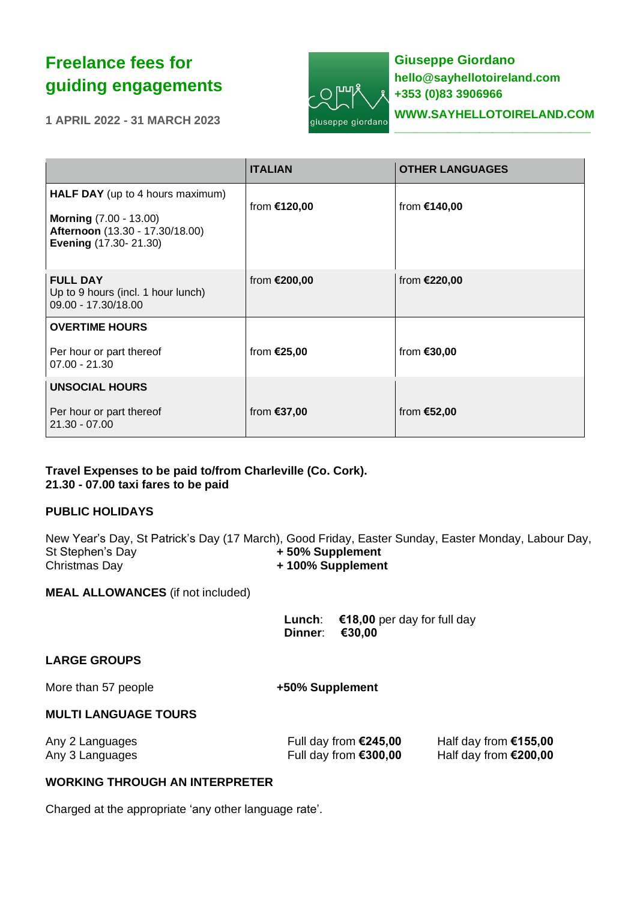# Freelance fees for guiding engagements

**1 APRIL 2022 - 31 MARCH 2023**

**Giuseppe Giordano**
**hello@sayhellotoireland.com**
**+353 (0)83 3906966**
**WWW.SAYHELLOTOIRELAND.COM**

| | ITALIAN | OTHER LANGUAGES |
|---|---|---|
| **HALF DAY** (up to 4 hours maximum)<br>**Morning** (7.00 - 13.00)<br>**Afternoon** (13.30 - 17.30/18.00)<br>**Evening** (17.30- 21.30) | from **€120,00** | from **€140,00** |
| **FULL DAY**<br>Up to 9 hours (incl. 1 hour lunch)<br>09.00 - 17.30/18.00 | from **€200,00** | from **€220,00** |
| **OVERTIME HOURS**<br>Per hour or part thereof<br>07.00 - 21.30 | from **€25,00** | from **€30,00** |
| **UNSOCIAL HOURS**<br>Per hour or part thereof<br>21.30 - 07.00 | from **€37,00** | from **€52,00** |

**Travel Expenses to be paid to/from Charleville (Co. Cork).**
**21.30 - 07.00 taxi fares to be paid**

**PUBLIC HOLIDAYS**

New Year's Day, St Patrick's Day (17 March), Good Friday, Easter Sunday, Easter Monday, Labour Day, St Stephen's Day **+ 50% Supplement**
Christmas Day **+ 100% Supplement**

**MEAL ALLOWANCES** (if not included)

**Lunch**: **€18,00** per day for full day
**Dinner**: **€30,00**

**LARGE GROUPS**

More than 57 people **+50% Supplement**

**MULTI LANGUAGE TOURS**

| | | |
|---|---|---|
| Any 2 Languages | Full day from **€245,00** | Half day from **€155,00** |
| Any 3 Languages | Full day from **€300,00** | Half day from **€200,00** |

**WORKING THROUGH AN INTERPRETER**

Charged at the appropriate 'any other language rate'.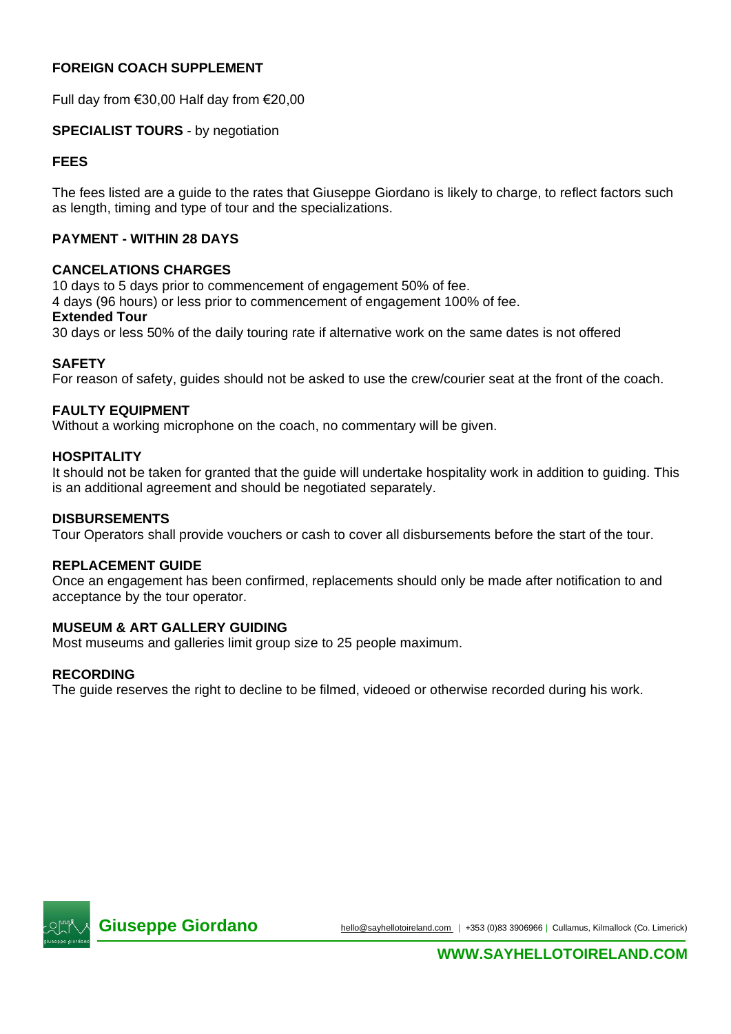**FOREIGN COACH SUPPLEMENT**

Full day from €30,00 Half day from €20,00

**SPECIALIST TOURS** - by negotiation

**FEES**

The fees listed are a guide to the rates that Giuseppe Giordano is likely to charge, to reflect factors such as length, timing and type of tour and the specializations.

**PAYMENT - WITHIN 28 DAYS**

**CANCELATIONS CHARGES**
10 days to 5 days prior to commencement of engagement 50% of fee.
4 days (96 hours) or less prior to commencement of engagement 100% of fee.
**Extended Tour**
30 days or less 50% of the daily touring rate if alternative work on the same dates is not offered

**SAFETY**
For reason of safety, guides should not be asked to use the crew/courier seat at the front of the coach.

**FAULTY EQUIPMENT**
Without a working microphone on the coach, no commentary will be given.

**HOSPITALITY**
It should not be taken for granted that the guide will undertake hospitality work in addition to guiding. This is an additional agreement and should be negotiated separately.

**DISBURSEMENTS**
Tour Operators shall provide vouchers or cash to cover all disbursements before the start of the tour.

**REPLACEMENT GUIDE**
Once an engagement has been confirmed, replacements should only be made after notification to and acceptance by the tour operator.

**MUSEUM & ART GALLERY GUIDING**
Most museums and galleries limit group size to 25 people maximum.

**RECORDING**
The guide reserves the right to decline to be filmed, videoed or otherwise recorded during his work.